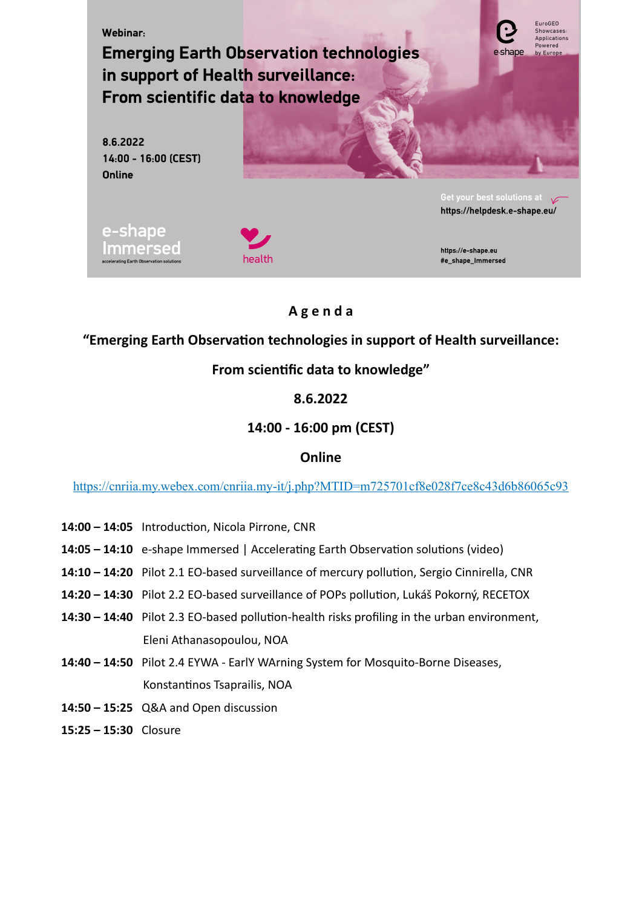Webinar:

**Emerging Earth Observation technologies in support of Health surveillance: From scientific data to knowledge**

**8.6.2022**
**14:00 - 16:00 (CEST)**
**Online**

e-shape | EuroGEO Showcases: Applications Powered by Europe

Get your best solutions at https://helpdesk.e-shape.eu/

e-shape Immersed
accelerating Earth Observation solutions

health

https://e-shape.eu
#e_shape_Immersed

## A g e n d a

**"Emerging Earth Observation technologies in support of Health surveillance:**

**From scientific data to knowledge"**

**8.6.2022**

**14:00 - 16:00 pm (CEST)**

**Online**

https://cnriia.my.webex.com/cnriia.my-it/j.php?MTID=m725701cf8e028f7ce8c43d6b86065c93

**14:00 – 14:05** Introduction, Nicola Pirrone, CNR

**14:05 – 14:10** e-shape Immersed | Accelerating Earth Observation solutions (video)

**14:10 – 14:20** Pilot 2.1 EO-based surveillance of mercury pollution, Sergio Cinnirella, CNR

**14:20 – 14:30** Pilot 2.2 EO-based surveillance of POPs pollution, Lukáš Pokorný, RECETOX

**14:30 – 14:40** Pilot 2.3 EO-based pollution-health risks profiling in the urban environment, Eleni Athanasopoulou, NOA

**14:40 – 14:50** Pilot 2.4 EYWA - EarlY WArning System for Mosquito-Borne Diseases, Konstantinos Tsaprailis, NOA

**14:50 – 15:25** Q&A and Open discussion

**15:25 – 15:30** Closure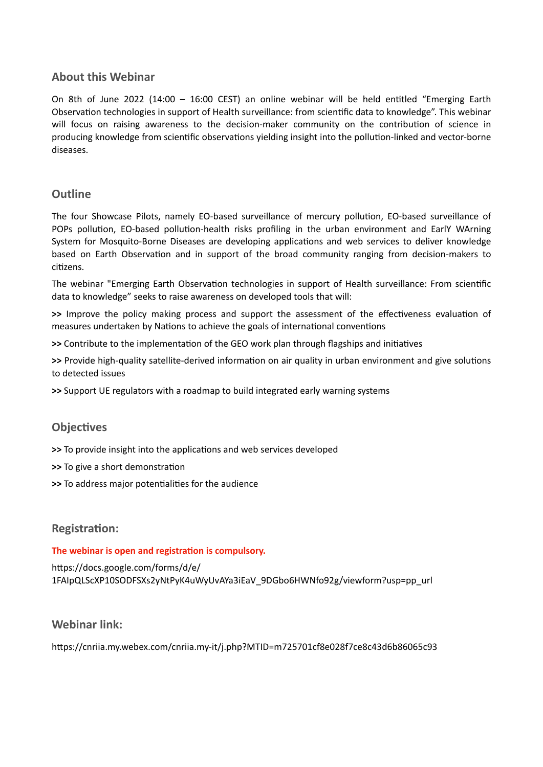## About this Webinar

On 8th of June 2022 (14:00 – 16:00 CEST) an online webinar will be held entitled “Emerging Earth Observation technologies in support of Health surveillance: from scientific data to knowledge”. This webinar will focus on raising awareness to the decision-maker community on the contribution of science in producing knowledge from scientific observations yielding insight into the pollution-linked and vector-borne diseases.

## Outline

The four Showcase Pilots, namely EO-based surveillance of mercury pollution, EO-based surveillance of POPs pollution, EO-based pollution-health risks profiling in the urban environment and EarlY WArning System for Mosquito-Borne Diseases are developing applications and web services to deliver knowledge based on Earth Observation and in support of the broad community ranging from decision-makers to citizens.

The webinar "Emerging Earth Observation technologies in support of Health surveillance: From scientific data to knowledge” seeks to raise awareness on developed tools that will:

**>>** Improve the policy making process and support the assessment of the effectiveness evaluation of measures undertaken by Nations to achieve the goals of international conventions

**>>** Contribute to the implementation of the GEO work plan through flagships and initiatives

**>>** Provide high-quality satellite-derived information on air quality in urban environment and give solutions to detected issues

**>>** Support UE regulators with a roadmap to build integrated early warning systems

## Objectives

**>>** To provide insight into the applications and web services developed

**>>** To give a short demonstration

**>>** To address major potentialities for the audience

## Registration:

**The webinar is open and registration is compulsory.**

https://docs.google.com/forms/d/e/1FAIpQLScXP10SODFSXs2yNtPyK4uWyUvAYa3iEaV_9DGbo6HWNfo92g/viewform?usp=pp_url

## Webinar link:

https://cnriia.my.webex.com/cnriia.my-it/j.php?MTID=m725701cf8e028f7ce8c43d6b86065c93